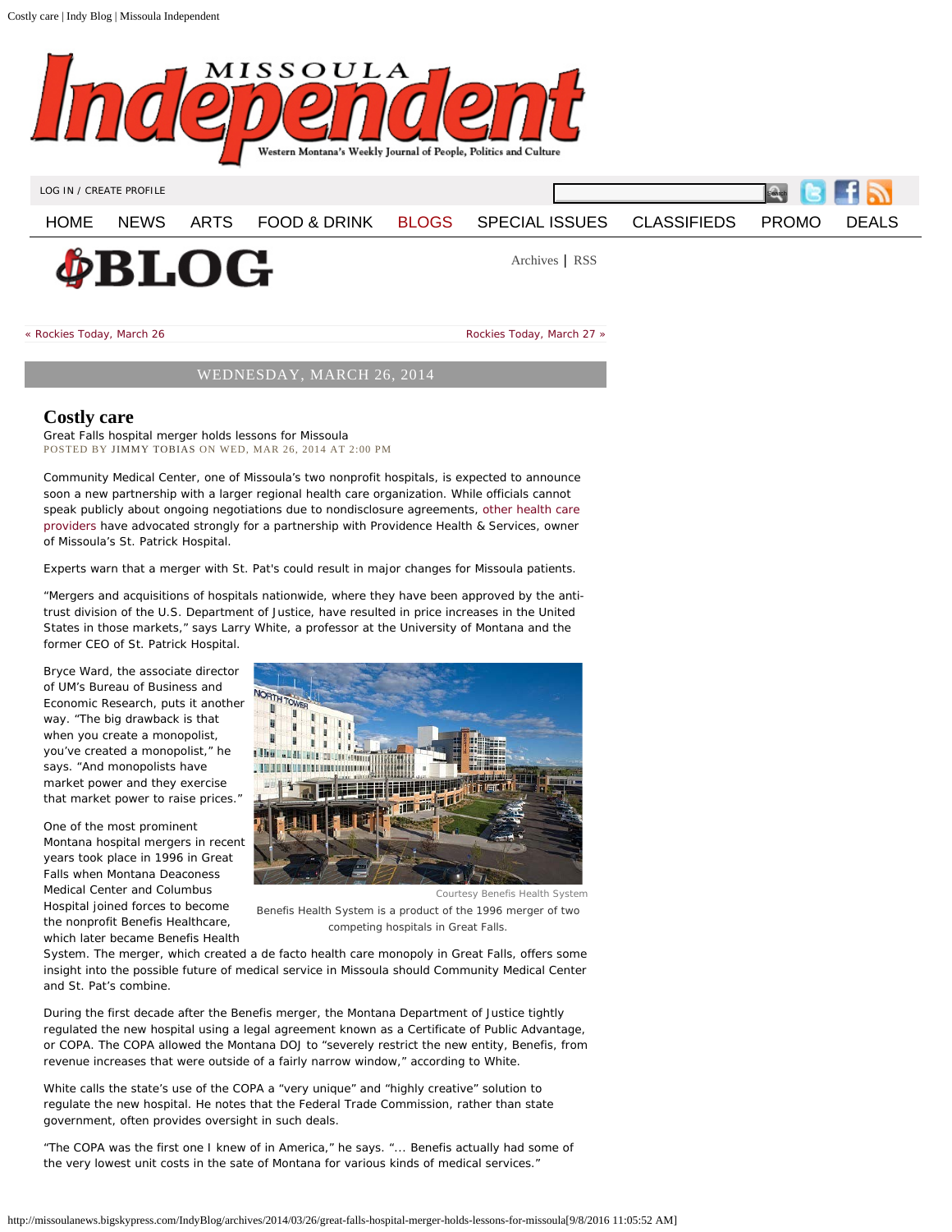« Rockies Today, March 26 | Rockies Today, March 27 »

WEDNESDAY, MARCH 26, 2014

# Costly care

Great Falls hospital merger holds lessons for Missoula

POSTED BY JIMMY TOBIAS ON WED, MAR 26, 2014 AT 2:00 PM

Community Medical Center, one of Missoula's two nonprofit hospitals, is expected to announce soon a new partnership with a larger regional health care organization. While officials cannot speak publicly about ongoing negotiations due to nondisclosure agreements, other health care providers have advocated strongly for a partnership with Providence Health & Services, owner of Missoula's St. Patrick Hospital.

Experts warn that a merger with St. Pat's could result in major changes for Missoula patients.

"Mergers and acquisitions of hospitals nationwide, where they have been approved by the anti-trust division of the U.S. Department of Justice, have resulted in price increases in the United States in those markets," says Larry White, a professor at the University of Montana and the former CEO of St. Patrick Hospital.

Bryce Ward, the associate director of UM's Bureau of Business and Economic Research, puts it another way. "The big drawback is that when you create a monopolist, you've created a monopolist," he says. "And monopolists have market power and they exercise that market power to raise prices."

Courtesy Benefis Health System

Benefis Health System is a product of the 1996 merger of two competing hospitals in Great Falls.

One of the most prominent Montana hospital mergers in recent years took place in 1996 in Great Falls when Montana Deaconess Medical Center and Columbus Hospital joined forces to become the nonprofit Benefis Healthcare, which later became Benefis Health System. The merger, which created a de facto health care monopoly in Great Falls, offers some insight into the possible future of medical service in Missoula should Community Medical Center and St. Pat's combine.

During the first decade after the Benefis merger, the Montana Department of Justice tightly regulated the new hospital using a legal agreement known as a Certificate of Public Advantage, or COPA. The COPA allowed the Montana DOJ to "severely restrict the new entity, Benefis, from revenue increases that were outside of a fairly narrow window," according to White.

White calls the state's use of the COPA a "very unique" and "highly creative" solution to regulate the new hospital. He notes that the Federal Trade Commission, rather than state government, often provides oversight in such deals.

"The COPA was the first one I knew of in America," he says. "... Benefis actually had some of the very lowest unit costs in the sate of Montana for various kinds of medical services."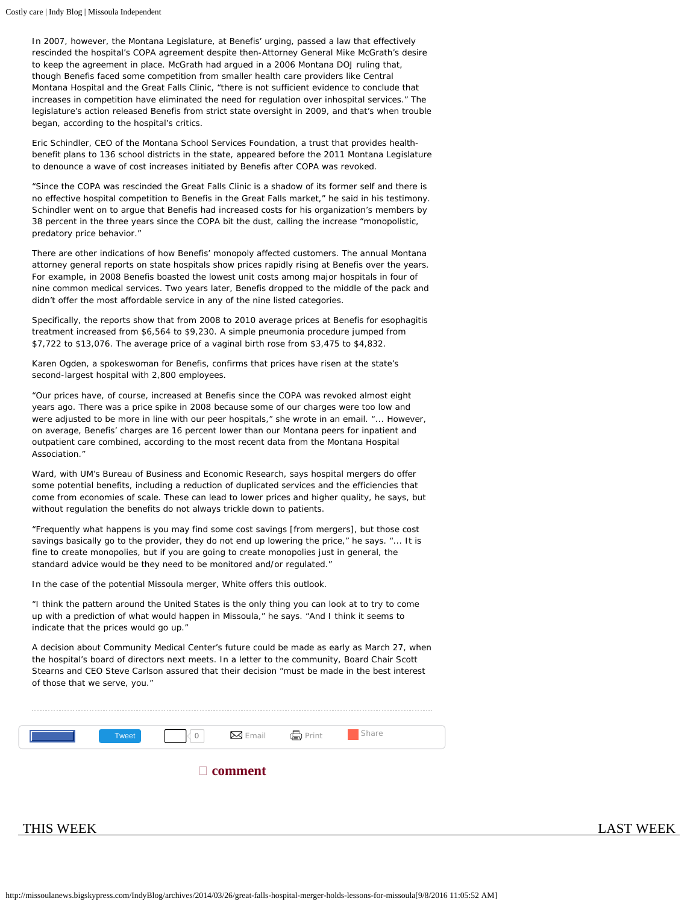In 2007, however, the Montana Legislature, at Benefis' urging, passed a law that effectively rescinded the hospital's COPA agreement despite then-Attorney General Mike McGrath's desire to keep the agreement in place. McGrath had argued in a 2006 Montana DOJ ruling that, though Benefis faced some competition from smaller health care providers like Central Montana Hospital and the Great Falls Clinic, "there is not sufficient evidence to conclude that increases in competition have eliminated the need for regulation over inhospital services." The legislature's action released Benefis from strict state oversight in 2009, and that's when trouble began, according to the hospital's critics.

Eric Schindler, CEO of the Montana School Services Foundation, a trust that provides health-benefit plans to 136 school districts in the state, appeared before the 2011 Montana Legislature to denounce a wave of cost increases initiated by Benefis after COPA was revoked.

"Since the COPA was rescinded the Great Falls Clinic is a shadow of its former self and there is no effective hospital competition to Benefis in the Great Falls market," he said in his testimony. Schindler went on to argue that Benefis had increased costs for his organization's members by 38 percent in the three years since the COPA bit the dust, calling the increase "monopolistic, predatory price behavior."

There are other indications of how Benefis' monopoly affected customers. The annual Montana attorney general reports on state hospitals show prices rapidly rising at Benefis over the years. For example, in 2008 Benefis boasted the lowest unit costs among major hospitals in four of nine common medical services. Two years later, Benefis dropped to the middle of the pack and didn't offer the most affordable service in any of the nine listed categories.

Specifically, the reports show that from 2008 to 2010 average prices at Benefis for esophagitis treatment increased from $6,564 to $9,230. A simple pneumonia procedure jumped from $7,722 to $13,076. The average price of a vaginal birth rose from $3,475 to $4,832.

Karen Ogden, a spokeswoman for Benefis, confirms that prices have risen at the state's second-largest hospital with 2,800 employees.

"Our prices have, of course, increased at Benefis since the COPA was revoked almost eight years ago. There was a price spike in 2008 because some of our charges were too low and were adjusted to be more in line with our peer hospitals," she wrote in an email. "... However, on average, Benefis' charges are 16 percent lower than our Montana peers for inpatient and outpatient care combined, according to the most recent data from the Montana Hospital Association."

Ward, with UM's Bureau of Business and Economic Research, says hospital mergers do offer some potential benefits, including a reduction of duplicated services and the efficiencies that come from economies of scale. These can lead to lower prices and higher quality, he says, but without regulation the benefits do not always trickle down to patients.

"Frequently what happens is you may find some cost savings [from mergers], but those cost savings basically go to the provider, they do not end up lowering the price," he says. "... It is fine to create monopolies, but if you are going to create monopolies just in general, the standard advice would be they need to be monitored and/or regulated."

In the case of the potential Missoula merger, White offers this outlook.

"I think the pattern around the United States is the only thing you can look at to try to come up with a prediction of what would happen in Missoula," he says. "And I think it seems to indicate that the prices would go up."

A decision about Community Medical Center's future could be made as early as March 27, when the hospital's board of directors next meets. In a letter to the community, Board Chair Scott Stearns and CEO Steve Carlson assured that their decision "must be made in the best interest of those that we serve, you."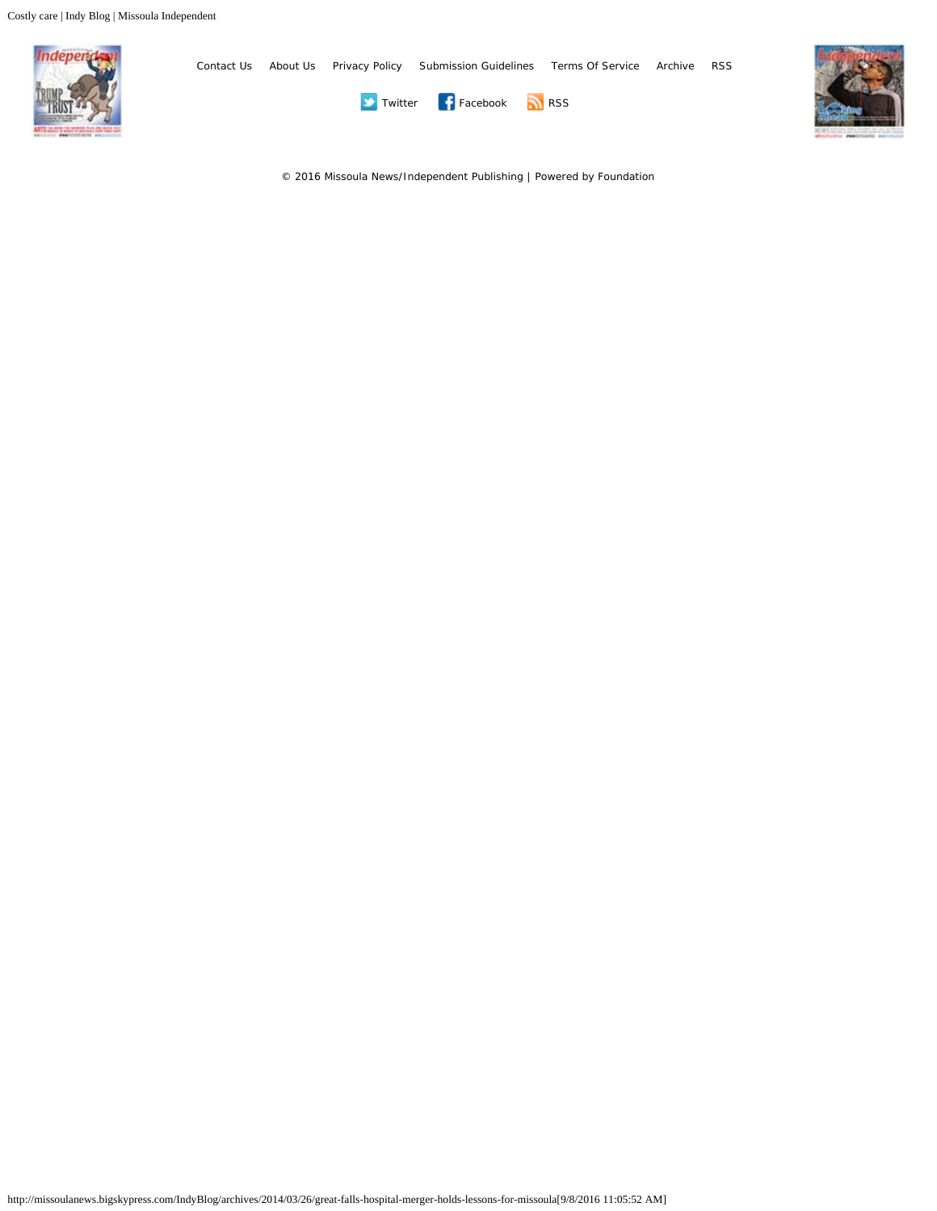Contact Us About Us Privacy Policy Submission Guidelines Terms Of Service Archive RSS

Twitter Facebook RSS

© 2016 Missoula News/Independent Publishing | Powered by Foundation